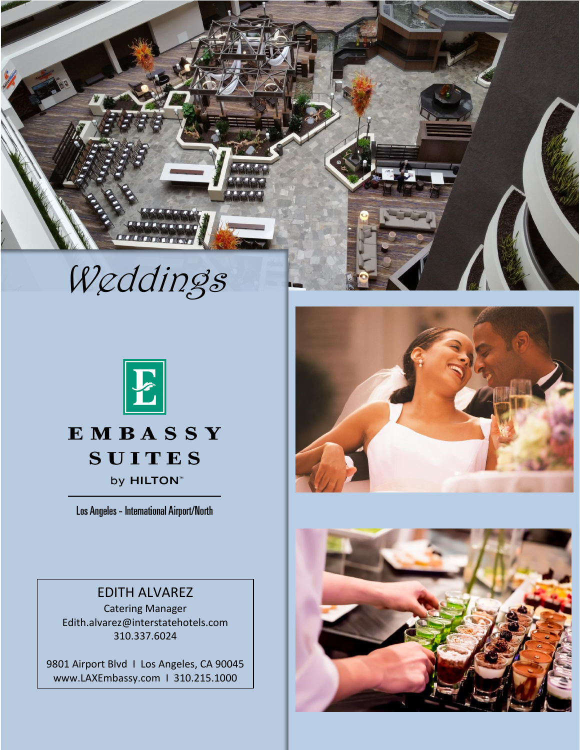# *Weddings*

EMBASSY SUITES by HILTON™

Los Angeles – International Airport/North

EDITH ALVAREZ
Catering Manager
Edith.alvarez@interstatehotels.com
310.337.6024

9801 Airport Blvd I Los Angeles, CA 90045
www.LAXEmbassy.com I 310.215.1000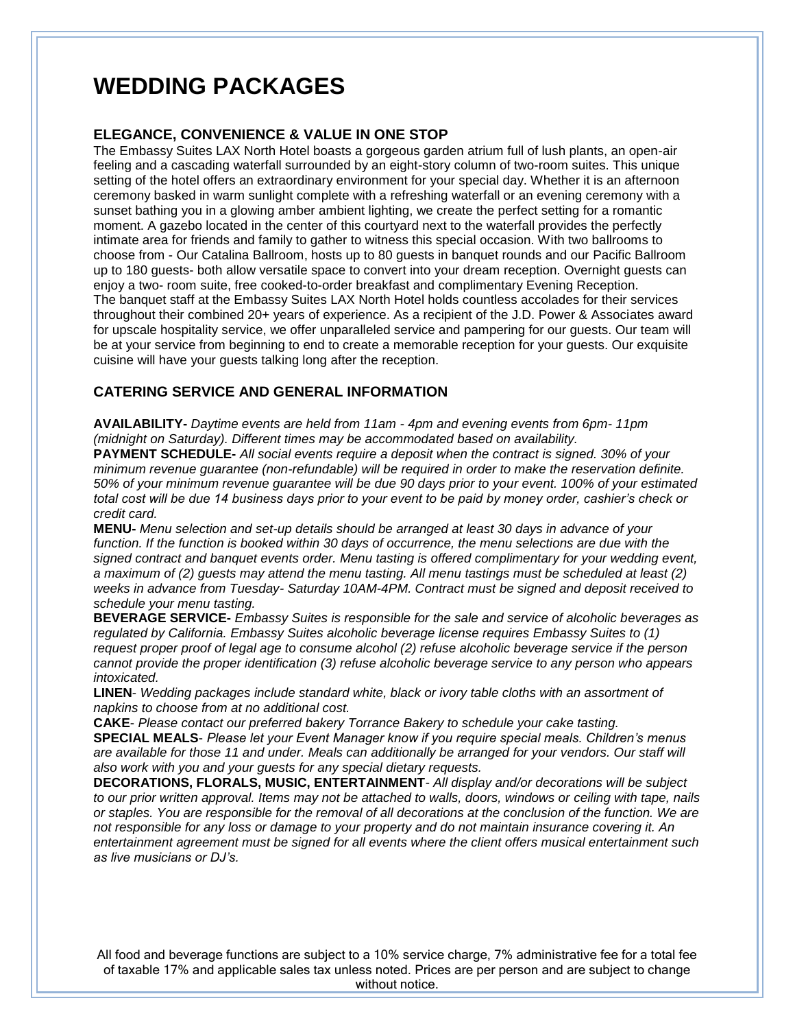# WEDDING PACKAGES

### ELEGANCE, CONVENIENCE & VALUE IN ONE STOP

The Embassy Suites LAX North Hotel boasts a gorgeous garden atrium full of lush plants, an open-air feeling and a cascading waterfall surrounded by an eight-story column of two-room suites. This unique setting of the hotel offers an extraordinary environment for your special day. Whether it is an afternoon ceremony basked in warm sunlight complete with a refreshing waterfall or an evening ceremony with a sunset bathing you in a glowing amber ambient lighting, we create the perfect setting for a romantic moment. A gazebo located in the center of this courtyard next to the waterfall provides the perfectly intimate area for friends and family to gather to witness this special occasion. With two ballrooms to choose from - Our Catalina Ballroom, hosts up to 80 guests in banquet rounds and our Pacific Ballroom up to 180 guests- both allow versatile space to convert into your dream reception. Overnight guests can enjoy a two- room suite, free cooked-to-order breakfast and complimentary Evening Reception.
The banquet staff at the Embassy Suites LAX North Hotel holds countless accolades for their services throughout their combined 20+ years of experience. As a recipient of the J.D. Power & Associates award for upscale hospitality service, we offer unparalleled service and pampering for our guests. Our team will be at your service from beginning to end to create a memorable reception for your guests. Our exquisite cuisine will have your guests talking long after the reception.

### CATERING SERVICE AND GENERAL INFORMATION

**AVAILABILITY-** *Daytime events are held from 11am - 4pm and evening events from 6pm- 11pm (midnight on Saturday). Different times may be accommodated based on availability.*
**PAYMENT SCHEDULE-** *All social events require a deposit when the contract is signed. 30% of your minimum revenue guarantee (non-refundable) will be required in order to make the reservation definite. 50% of your minimum revenue guarantee will be due 90 days prior to your event. 100% of your estimated total cost will be due 14 business days prior to your event to be paid by money order, cashier's check or credit card.*
**MENU-** *Menu selection and set-up details should be arranged at least 30 days in advance of your function. If the function is booked within 30 days of occurrence, the menu selections are due with the signed contract and banquet events order. Menu tasting is offered complimentary for your wedding event, a maximum of (2) guests may attend the menu tasting. All menu tastings must be scheduled at least (2) weeks in advance from Tuesday- Saturday 10AM-4PM. Contract must be signed and deposit received to schedule your menu tasting.*
**BEVERAGE SERVICE-** *Embassy Suites is responsible for the sale and service of alcoholic beverages as regulated by California. Embassy Suites alcoholic beverage license requires Embassy Suites to (1) request proper proof of legal age to consume alcohol (2) refuse alcoholic beverage service if the person cannot provide the proper identification (3) refuse alcoholic beverage service to any person who appears intoxicated.*
**LINEN**- *Wedding packages include standard white, black or ivory table cloths with an assortment of napkins to choose from at no additional cost.*
**CAKE**- *Please contact our preferred bakery Torrance Bakery to schedule your cake tasting.*
**SPECIAL MEALS**- *Please let your Event Manager know if you require special meals. Children's menus are available for those 11 and under. Meals can additionally be arranged for your vendors. Our staff will also work with you and your guests for any special dietary requests.*
**DECORATIONS, FLORALS, MUSIC, ENTERTAINMENT**- *All display and/or decorations will be subject to our prior written approval. Items may not be attached to walls, doors, windows or ceiling with tape, nails or staples. You are responsible for the removal of all decorations at the conclusion of the function. We are not responsible for any loss or damage to your property and do not maintain insurance covering it. An entertainment agreement must be signed for all events where the client offers musical entertainment such as live musicians or DJ's.*

All food and beverage functions are subject to a 10% service charge, 7% administrative fee for a total fee of taxable 17% and applicable sales tax unless noted. Prices are per person and are subject to change without notice.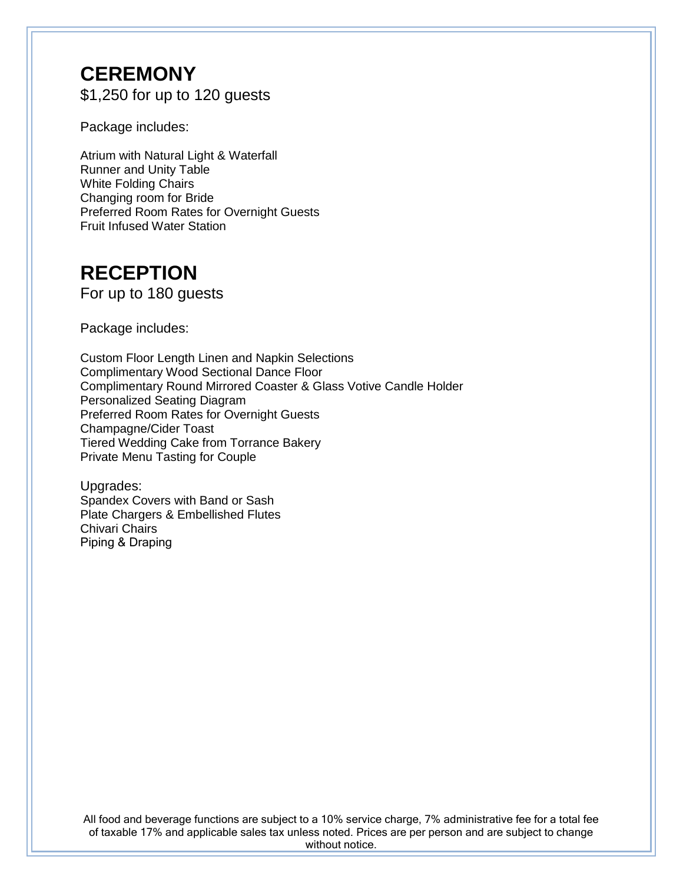# CEREMONY

$1,250 for up to 120 guests

Package includes:

Atrium with Natural Light & Waterfall
Runner and Unity Table
White Folding Chairs
Changing room for Bride
Preferred Room Rates for Overnight Guests
Fruit Infused Water Station

# RECEPTION

For up to 180 guests

Package includes:

Custom Floor Length Linen and Napkin Selections
Complimentary Wood Sectional Dance Floor
Complimentary Round Mirrored Coaster & Glass Votive Candle Holder
Personalized Seating Diagram
Preferred Room Rates for Overnight Guests
Champagne/Cider Toast
Tiered Wedding Cake from Torrance Bakery
Private Menu Tasting for Couple

Upgrades:
Spandex Covers with Band or Sash
Plate Chargers & Embellished Flutes
Chivari Chairs
Piping & Draping

All food and beverage functions are subject to a 10% service charge, 7% administrative fee for a total fee of taxable 17% and applicable sales tax unless noted. Prices are per person and are subject to change without notice.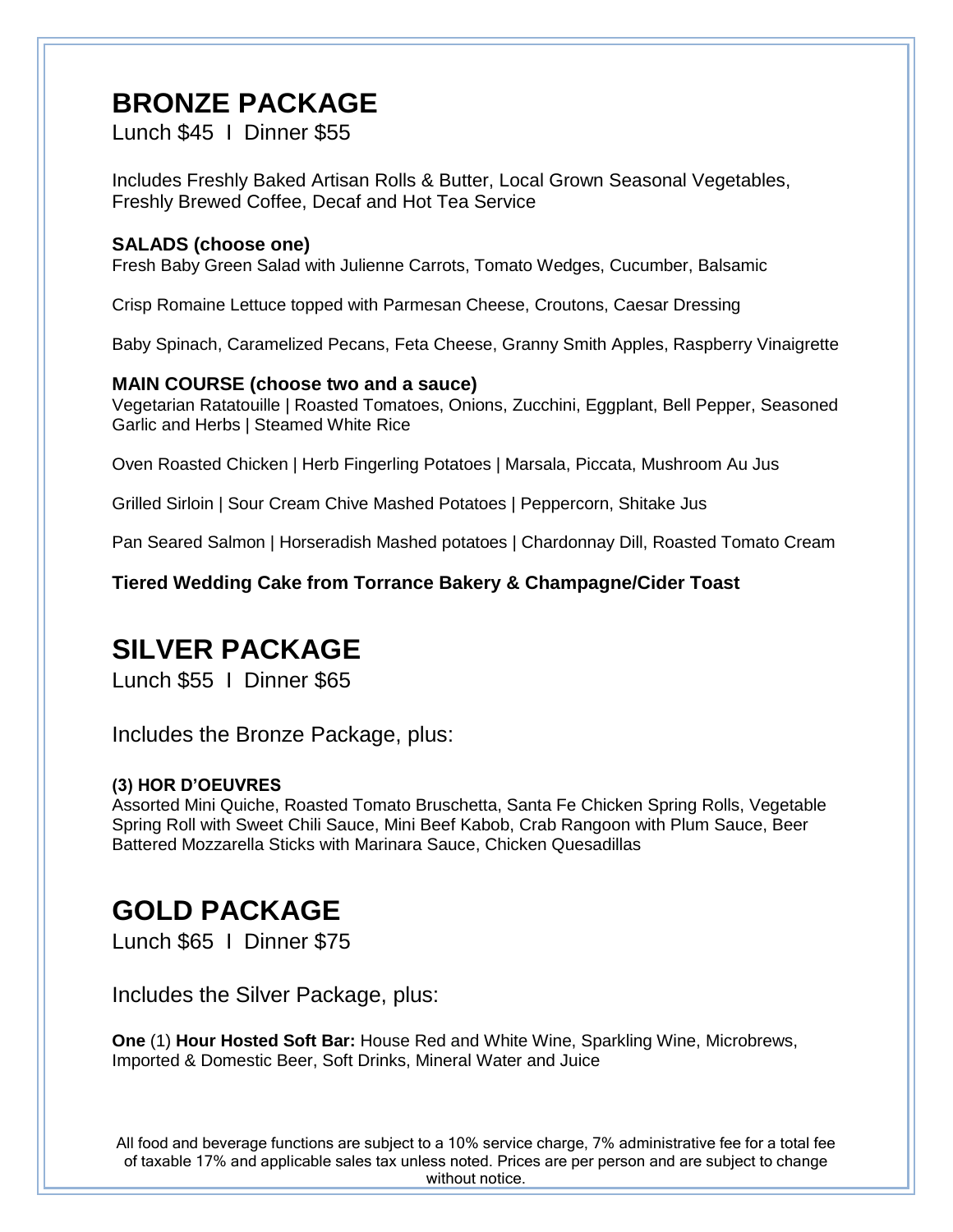## BRONZE PACKAGE

Lunch $45 I Dinner $55

Includes Freshly Baked Artisan Rolls & Butter, Local Grown Seasonal Vegetables, Freshly Brewed Coffee, Decaf and Hot Tea Service

**SALADS (choose one)**

Fresh Baby Green Salad with Julienne Carrots, Tomato Wedges, Cucumber, Balsamic

Crisp Romaine Lettuce topped with Parmesan Cheese, Croutons, Caesar Dressing

Baby Spinach, Caramelized Pecans, Feta Cheese, Granny Smith Apples, Raspberry Vinaigrette

**MAIN COURSE (choose two and a sauce)**

Vegetarian Ratatouille | Roasted Tomatoes, Onions, Zucchini, Eggplant, Bell Pepper, Seasoned Garlic and Herbs | Steamed White Rice

Oven Roasted Chicken | Herb Fingerling Potatoes | Marsala, Piccata, Mushroom Au Jus

Grilled Sirloin | Sour Cream Chive Mashed Potatoes | Peppercorn, Shitake Jus

Pan Seared Salmon | Horseradish Mashed potatoes | Chardonnay Dill, Roasted Tomato Cream

**Tiered Wedding Cake from Torrance Bakery & Champagne/Cider Toast**

## SILVER PACKAGE

Lunch $55 I Dinner $65

Includes the Bronze Package, plus:

**(3) HOR D'OEUVRES**

Assorted Mini Quiche, Roasted Tomato Bruschetta, Santa Fe Chicken Spring Rolls, Vegetable Spring Roll with Sweet Chili Sauce, Mini Beef Kabob, Crab Rangoon with Plum Sauce, Beer Battered Mozzarella Sticks with Marinara Sauce, Chicken Quesadillas

## GOLD PACKAGE

Lunch $65 I Dinner $75

Includes the Silver Package, plus:

**One** (1) **Hour Hosted Soft Bar:** House Red and White Wine, Sparkling Wine, Microbrews, Imported & Domestic Beer, Soft Drinks, Mineral Water and Juice

All food and beverage functions are subject to a 10% service charge, 7% administrative fee for a total fee of taxable 17% and applicable sales tax unless noted. Prices are per person and are subject to change without notice.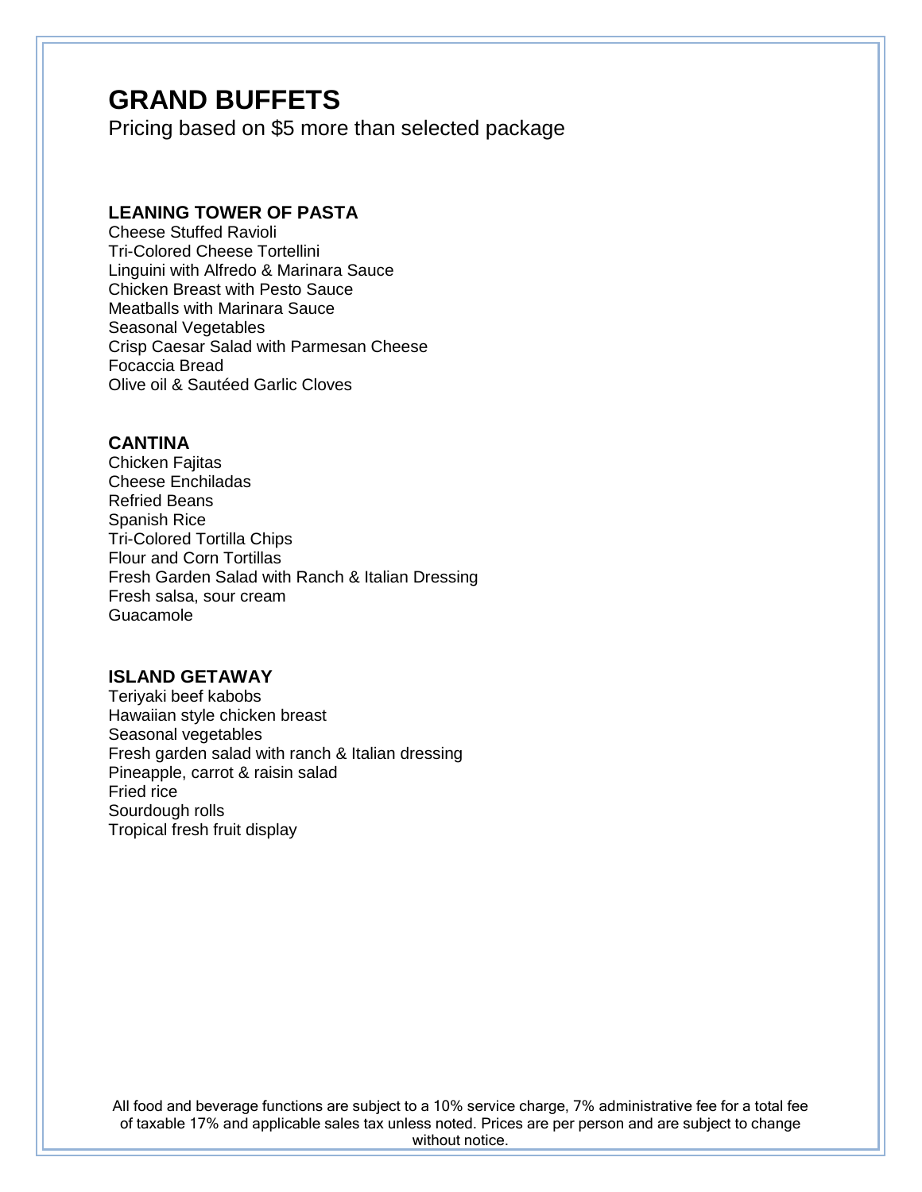# GRAND BUFFETS

Pricing based on $5 more than selected package

### LEANING TOWER OF PASTA

Cheese Stuffed Ravioli
Tri-Colored Cheese Tortellini
Linguini with Alfredo & Marinara Sauce
Chicken Breast with Pesto Sauce
Meatballs with Marinara Sauce
Seasonal Vegetables
Crisp Caesar Salad with Parmesan Cheese
Focaccia Bread
Olive oil & Sautéed Garlic Cloves

### CANTINA

Chicken Fajitas
Cheese Enchiladas
Refried Beans
Spanish Rice
Tri-Colored Tortilla Chips
Flour and Corn Tortillas
Fresh Garden Salad with Ranch & Italian Dressing
Fresh salsa, sour cream
Guacamole

### ISLAND GETAWAY

Teriyaki beef kabobs
Hawaiian style chicken breast
Seasonal vegetables
Fresh garden salad with ranch & Italian dressing
Pineapple, carrot & raisin salad
Fried rice
Sourdough rolls
Tropical fresh fruit display

All food and beverage functions are subject to a 10% service charge, 7% administrative fee for a total fee of taxable 17% and applicable sales tax unless noted. Prices are per person and are subject to change without notice.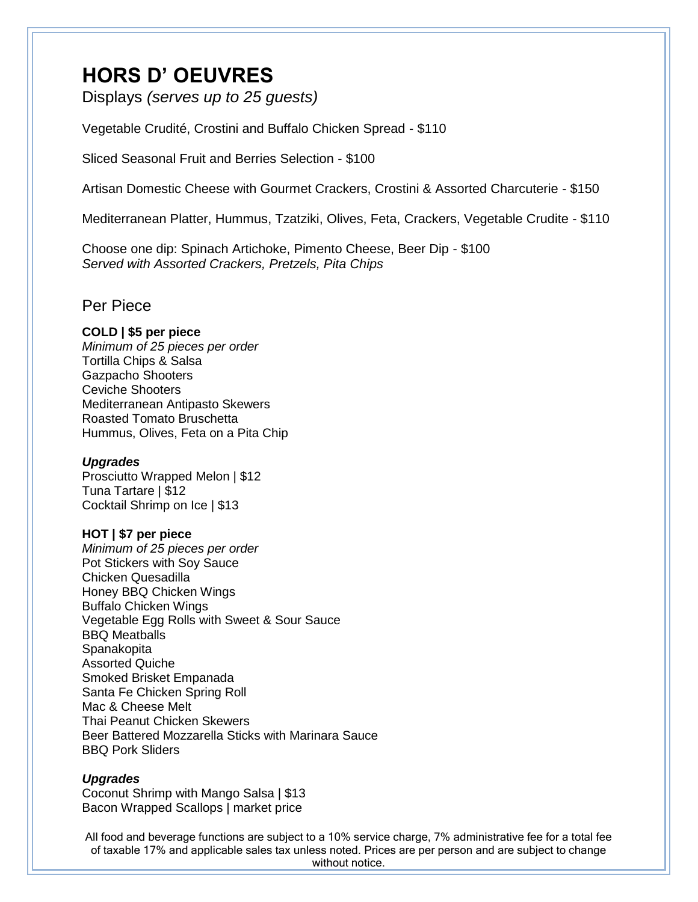# HORS D' OEUVRES

Displays *(serves up to 25 guests)*

Vegetable Crudité, Crostini and Buffalo Chicken Spread - $110

Sliced Seasonal Fruit and Berries Selection - $100

Artisan Domestic Cheese with Gourmet Crackers, Crostini & Assorted Charcuterie - $150

Mediterranean Platter, Hummus, Tzatziki, Olives, Feta, Crackers, Vegetable Crudite - $110

Choose one dip: Spinach Artichoke, Pimento Cheese, Beer Dip - $100
*Served with Assorted Crackers, Pretzels, Pita Chips*

## Per Piece

**COLD | $5 per piece**
*Minimum of 25 pieces per order*
Tortilla Chips & Salsa
Gazpacho Shooters
Ceviche Shooters
Mediterranean Antipasto Skewers
Roasted Tomato Bruschetta
Hummus, Olives, Feta on a Pita Chip

***Upgrades***
Prosciutto Wrapped Melon | $12
Tuna Tartare | $12
Cocktail Shrimp on Ice | $13

**HOT | $7 per piece**
*Minimum of 25 pieces per order*
Pot Stickers with Soy Sauce
Chicken Quesadilla
Honey BBQ Chicken Wings
Buffalo Chicken Wings
Vegetable Egg Rolls with Sweet & Sour Sauce
BBQ Meatballs
Spanakopita
Assorted Quiche
Smoked Brisket Empanada
Santa Fe Chicken Spring Roll
Mac & Cheese Melt
Thai Peanut Chicken Skewers
Beer Battered Mozzarella Sticks with Marinara Sauce
BBQ Pork Sliders

***Upgrades***
Coconut Shrimp with Mango Salsa | $13
Bacon Wrapped Scallops | market price

All food and beverage functions are subject to a 10% service charge, 7% administrative fee for a total fee of taxable 17% and applicable sales tax unless noted. Prices are per person and are subject to change without notice.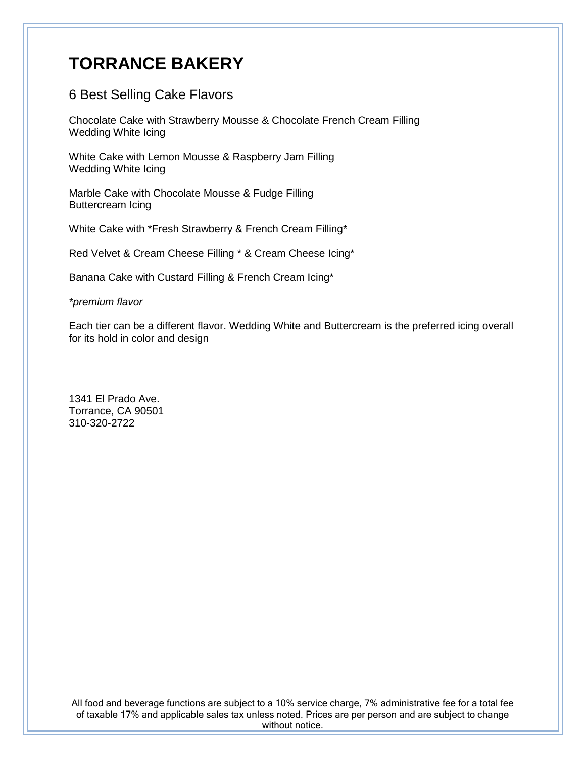# TORRANCE BAKERY

## 6 Best Selling Cake Flavors

Chocolate Cake with Strawberry Mousse & Chocolate French Cream Filling
Wedding White Icing

White Cake with Lemon Mousse & Raspberry Jam Filling
Wedding White Icing

Marble Cake with Chocolate Mousse & Fudge Filling
Buttercream Icing

White Cake with *Fresh Strawberry & French Cream Filling*

Red Velvet & Cream Cheese Filling * & Cream Cheese Icing*

Banana Cake with Custard Filling & French Cream Icing*

*\*premium flavor*

Each tier can be a different flavor. Wedding White and Buttercream is the preferred icing overall for its hold in color and design

1341 El Prado Ave.
Torrance, CA 90501
310-320-2722

All food and beverage functions are subject to a 10% service charge, 7% administrative fee for a total fee of taxable 17% and applicable sales tax unless noted. Prices are per person and are subject to change without notice.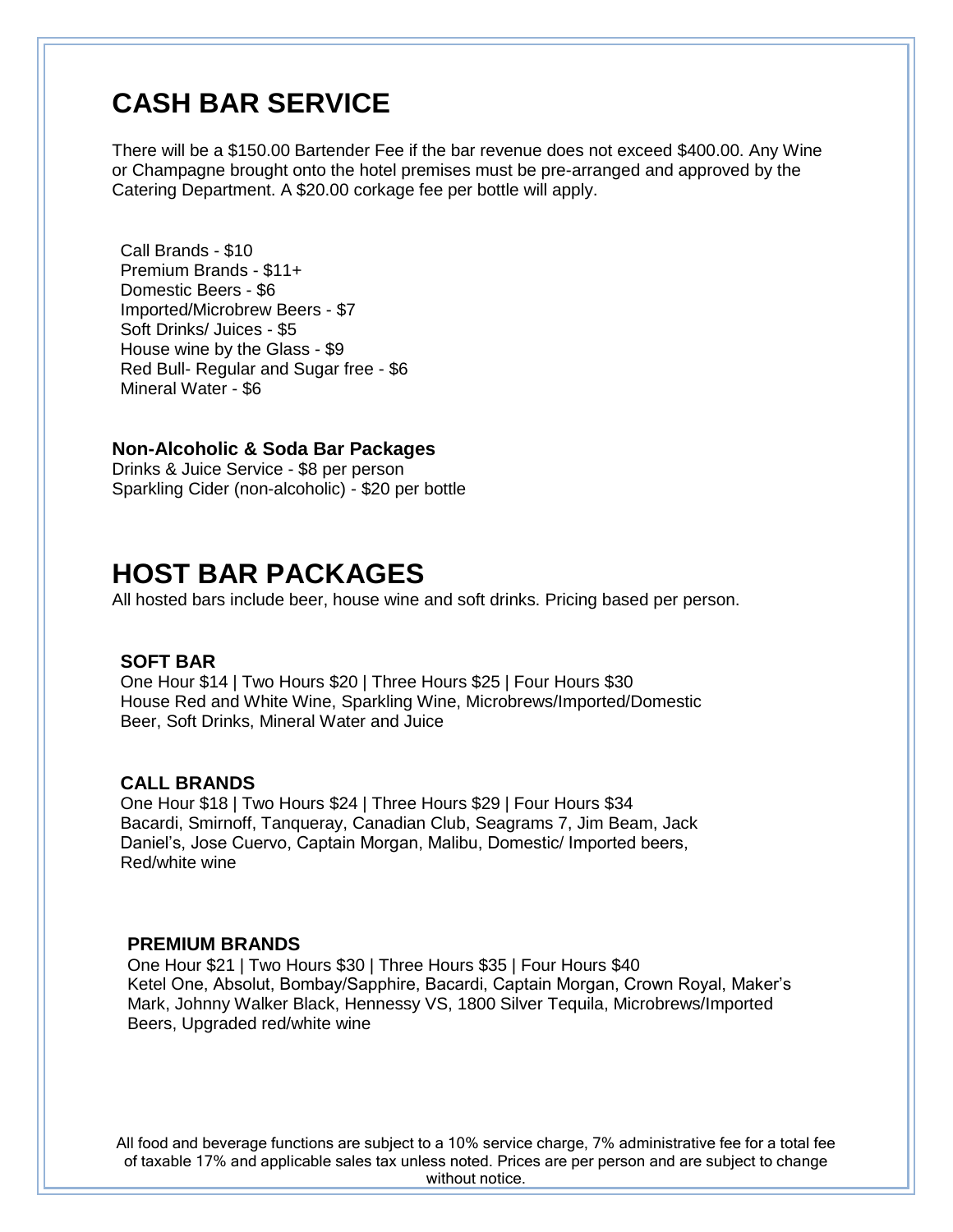# CASH BAR SERVICE

There will be a $150.00 Bartender Fee if the bar revenue does not exceed $400.00. Any Wine or Champagne brought onto the hotel premises must be pre-arranged and approved by the Catering Department. A $20.00 corkage fee per bottle will apply.

Call Brands - $10
Premium Brands - $11+
Domestic Beers - $6
Imported/Microbrew Beers - $7
Soft Drinks/ Juices - $5
House wine by the Glass - $9
Red Bull- Regular and Sugar free - $6
Mineral Water - $6

### Non-Alcoholic & Soda Bar Packages

Drinks & Juice Service - $8 per person
Sparkling Cider (non-alcoholic) - $20 per bottle

# HOST BAR PACKAGES

All hosted bars include beer, house wine and soft drinks. Pricing based per person.

### SOFT BAR

One Hour $14 | Two Hours $20 | Three Hours $25 | Four Hours $30
House Red and White Wine, Sparkling Wine, Microbrews/Imported/Domestic Beer, Soft Drinks, Mineral Water and Juice

### CALL BRANDS

One Hour $18 | Two Hours $24 | Three Hours $29 | Four Hours $34
Bacardi, Smirnoff, Tanqueray, Canadian Club, Seagrams 7, Jim Beam, Jack Daniel's, Jose Cuervo, Captain Morgan, Malibu, Domestic/ Imported beers, Red/white wine

### PREMIUM BRANDS

One Hour $21 | Two Hours $30 | Three Hours $35 | Four Hours $40
Ketel One, Absolut, Bombay/Sapphire, Bacardi, Captain Morgan, Crown Royal, Maker's Mark, Johnny Walker Black, Hennessy VS, 1800 Silver Tequila, Microbrews/Imported Beers, Upgraded red/white wine

All food and beverage functions are subject to a 10% service charge, 7% administrative fee for a total fee of taxable 17% and applicable sales tax unless noted. Prices are per person and are subject to change without notice.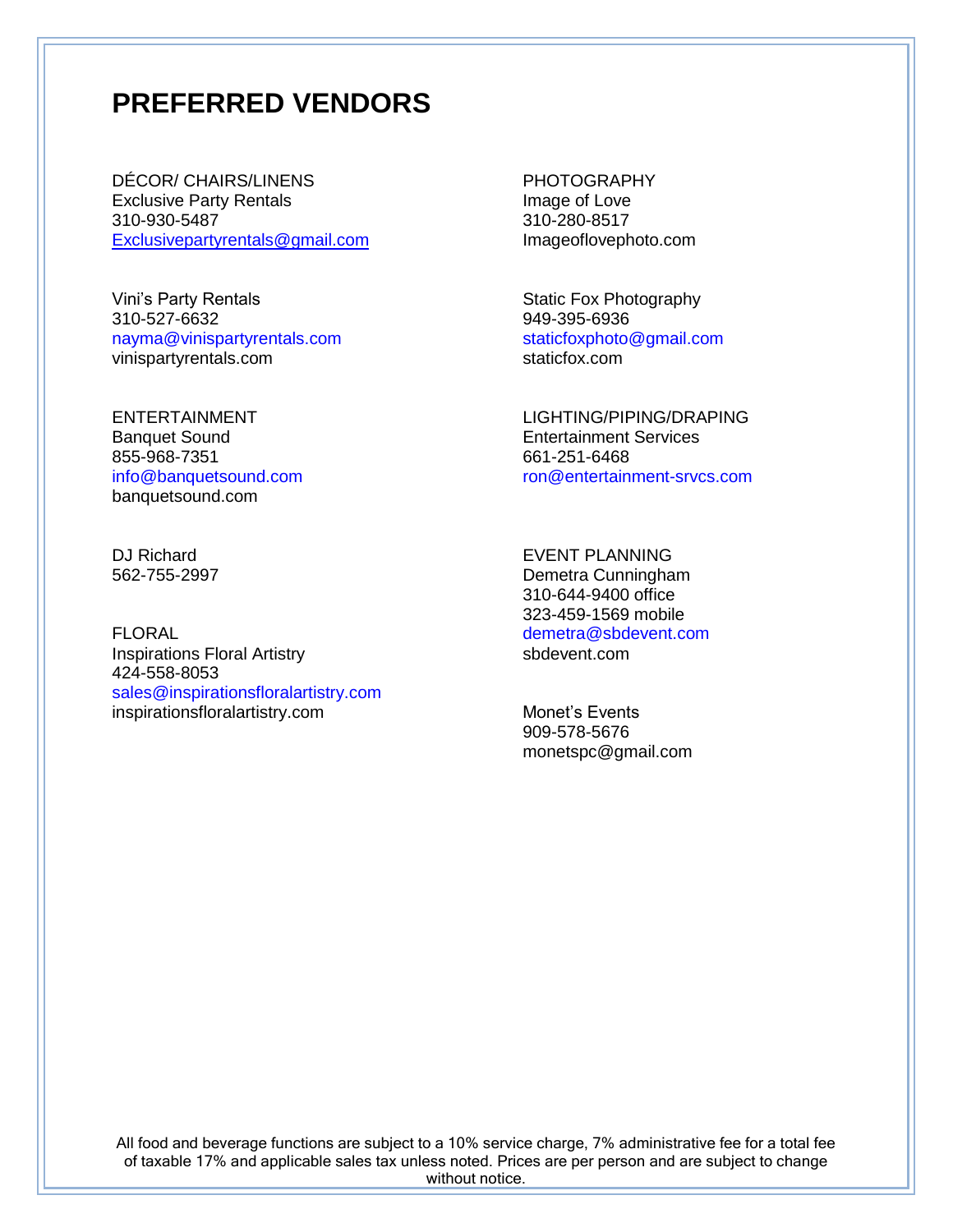# PREFERRED VENDORS

DÉCOR/ CHAIRS/LINENS
Exclusive Party Rentals
310-930-5487
Exclusivepartyrentals@gmail.com

Vini's Party Rentals
310-527-6632
nayma@vinispartyrentals.com
vinispartyrentals.com

ENTERTAINMENT
Banquet Sound
855-968-7351
info@banquetsound.com
banquetsound.com

DJ Richard
562-755-2997

FLORAL
Inspirations Floral Artistry
424-558-8053
sales@inspirationsfloralartistry.com
inspirationsfloralartistry.com

PHOTOGRAPHY
Image of Love
310-280-8517
Imageoflovephoto.com

Static Fox Photography
949-395-6936
staticfoxphoto@gmail.com
staticfox.com

LIGHTING/PIPING/DRAPING
Entertainment Services
661-251-6468
ron@entertainment-srvcs.com

EVENT PLANNING
Demetra Cunningham
310-644-9400 office
323-459-1569 mobile
demetra@sbdevent.com
sbdevent.com

Monet's Events
909-578-5676
monetspc@gmail.com

All food and beverage functions are subject to a 10% service charge, 7% administrative fee for a total fee of taxable 17% and applicable sales tax unless noted. Prices are per person and are subject to change without notice.